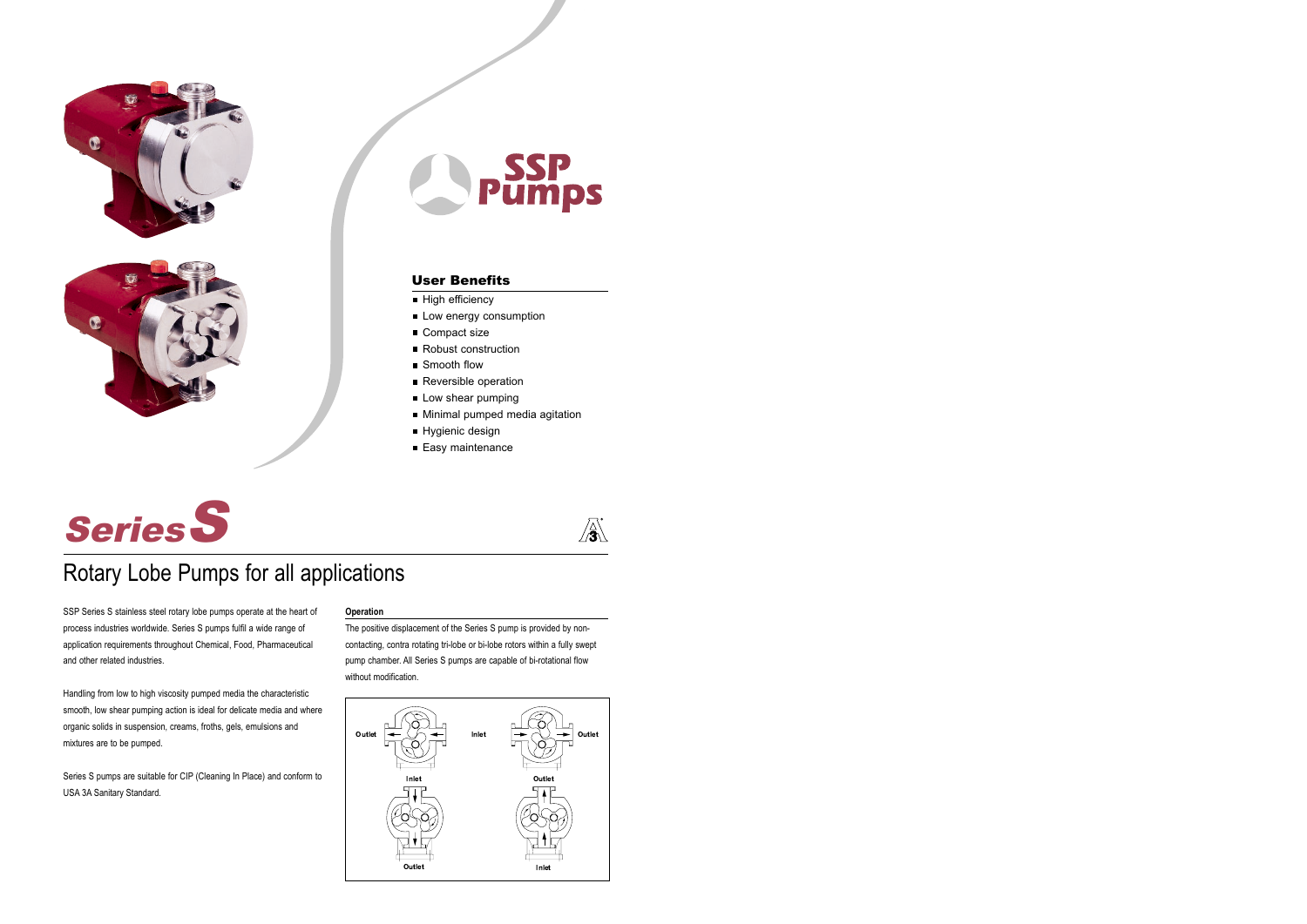# SSP Pumps

## User Benefits

- High efficiency
- Low energy consumption
- Compact size
- Robust construction
- Smooth flow
- Reversible operation
- Low shear pumping
- Minimal pumped media agitation
- Hygienic design
- Easy maintenance

# Series S

## Rotary Lobe Pumps for all applications

SSP Series S stainless steel rotary lobe pumps operate at the heart of process industries worldwide. Series S pumps fulfil a wide range of application requirements throughout Chemical, Food, Pharmaceutical and other related industries.

Handling from low to high viscosity pumped media the characteristic smooth, low shear pumping action is ideal for delicate media and where organic solids in suspension, creams, froths, gels, emulsions and mixtures are to be pumped.

Series S pumps are suitable for CIP (Cleaning In Place) and conform to USA 3A Sanitary Standard.

### Operation

The positive displacement of the Series S pump is provided by non-contacting, contra rotating tri-lobe or bi-lobe rotors within a fully swept pump chamber. All Series S pumps are capable of bi-rotational flow without modification.

Outlet | Inlet | Outlet

Inlet | Outlet

Outlet | Inlet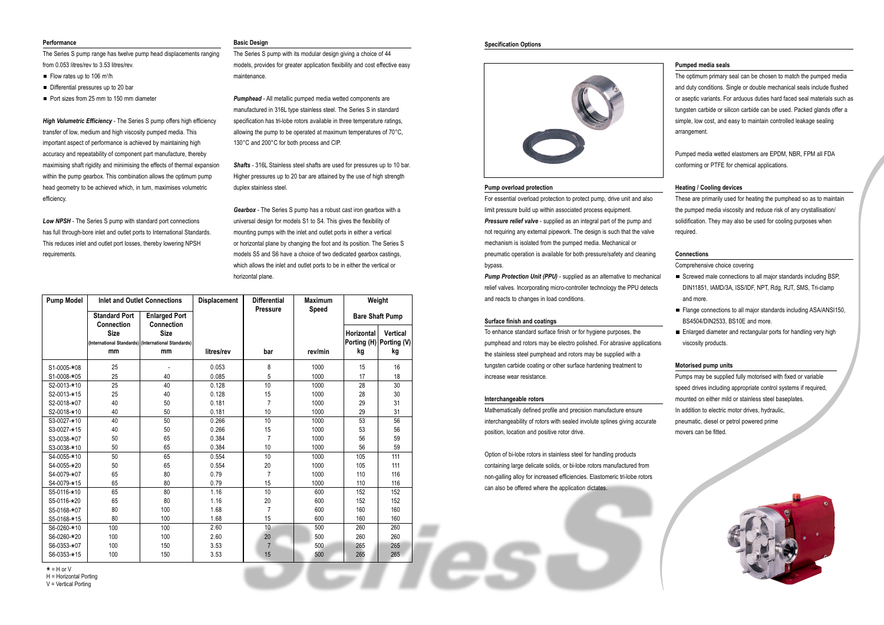## Performance

The Series S pump range has twelve pump head displacements ranging from 0.053 litres/rev to 3.53 litres/rev.

- Flow rates up to 106 $m^3$/h
- Differential pressures up to 20 bar
- Port sizes from 25 mm to 150 mm diameter

***High Volumetric Efficiency*** - The Series S pump offers high efficiency transfer of low, medium and high viscosity pumped media. This important aspect of performance is achieved by maintaining high accuracy and repeatability of component part manufacture, thereby maximising shaft rigidity and minimising the effects of thermal expansion within the pump gearbox. This combination allows the optimum pump head geometry to be achieved which, in turn, maximises volumetric efficiency.

***Low NPSH*** - The Series S pump with standard port connections has full through-bore inlet and outlet ports to International Standards. This reduces inlet and outlet port losses, thereby lowering NPSH requirements.

## Basic Design

The Series S pump with its modular design giving a choice of 44 models, provides for greater application flexibility and cost effective easy maintenance.

***Pumphead*** - All metallic pumped media wetted components are manufactured in 316L type stainless steel. The Series S in standard specification has tri-lobe rotors available in three temperature ratings, allowing the pump to be operated at maximum temperatures of 70°C, 130°C and 200°C for both process and CIP.

***Shafts*** - 316L Stainless steel shafts are used for pressures up to 10 bar. Higher pressures up to 20 bar are attained by the use of high strength duplex stainless steel.

***Gearbox*** - The Series S pump has a robust cast iron gearbox with a universal design for models S1 to S4. This gives the flexibility of mounting pumps with the inlet and outlet ports in either a vertical or horizontal plane by changing the foot and its position. The Series S models S5 and S6 have a choice of two dedicated gearbox castings, which allows the inlet and outlet ports to be in either the vertical or horizontal plane.

| Pump Model | Inlet and Outlet Connections | | Displacement | Differential Pressure | Maximum Speed | Weight | |
|---|---|---|---|---|---|---|---|
| | Standard Port Connection Size (International Standards) | Enlarged Port Connection Size (International Standards) | | | | Bare Shaft Pump | |
| | | | | | | Horizontal Porting (H) | Vertical Porting (V) |
| | mm | mm | litres/rev | bar | rev/min | kg | kg |
| S1-0005-*08 | 25 | - | 0.053 | 8 | 1000 | 15 | 16 |
| S1-0008-*05 | 25 | 40 | 0.085 | 5 | 1000 | 17 | 18 |
| S2-0013-*10 | 25 | 40 | 0.128 | 10 | 1000 | 28 | 30 |
| S2-0013-*15 | 25 | 40 | 0.128 | 15 | 1000 | 28 | 30 |
| S2-0018-*07 | 40 | 50 | 0.181 | 7 | 1000 | 29 | 31 |
| S2-0018-*10 | 40 | 50 | 0.181 | 10 | 1000 | 29 | 31 |
| S3-0027-*10 | 40 | 50 | 0.266 | 10 | 1000 | 53 | 56 |
| S3-0027-*15 | 40 | 50 | 0.266 | 15 | 1000 | 53 | 56 |
| S3-0038-*07 | 50 | 65 | 0.384 | 7 | 1000 | 56 | 59 |
| S3-0038-*10 | 50 | 65 | 0.384 | 10 | 1000 | 56 | 59 |
| S4-0055-*10 | 50 | 65 | 0.554 | 10 | 1000 | 105 | 111 |
| S4-0055-*20 | 50 | 65 | 0.554 | 20 | 1000 | 105 | 111 |
| S4-0079-*07 | 65 | 80 | 0.79 | 7 | 1000 | 110 | 116 |
| S4-0079-*15 | 65 | 80 | 0.79 | 15 | 1000 | 110 | 116 |
| S5-0116-*10 | 65 | 80 | 1.16 | 10 | 600 | 152 | 152 |
| S5-0116-*20 | 65 | 80 | 1.16 | 20 | 600 | 152 | 152 |
| S5-0168-*07 | 80 | 100 | 1.68 | 7 | 600 | 160 | 160 |
| S5-0168-*15 | 80 | 100 | 1.68 | 15 | 600 | 160 | 160 |
| S6-0260-*10 | 100 | 100 | 2.60 | 10 | 500 | 260 | 260 |
| S6-0260-*20 | 100 | 100 | 2.60 | 20 | 500 | 260 | 260 |
| S6-0353-*07 | 100 | 150 | 3.53 | 7 | 500 | 265 | 265 |
| S6-0353-*15 | 100 | 150 | 3.53 | 15 | 500 | 265 | 265 |

* = H or V
H = Horizontal Porting
V = Vertical Porting

## Specification Options

### Pump overload protection

For essential overload protection to protect pump, drive unit and also limit pressure build up within associated process equipment.

***Pressure relief valve*** - supplied as an integral part of the pump and not requiring any external pipework. The design is such that the valve mechanism is isolated from the pumped media. Mechanical or pneumatic operation is available for both pressure/safety and cleaning bypass.

***Pump Protection Unit (PPU)*** - supplied as an alternative to mechanical relief valves. Incorporating micro-controller technology the PPU detects and reacts to changes in load conditions.

### Surface finish and coatings

To enhance standard surface finish or for hygiene purposes, the pumphead and rotors may be electro polished. For abrasive applications the stainless steel pumphead and rotors may be supplied with a tungsten carbide coating or other surface hardening treatment to increase wear resistance.

### Interchangeable rotors

Mathematically defined profile and precision manufacture ensure interchangeability of rotors with sealed involute splines giving accurate position, location and positive rotor drive.

Option of bi-lobe rotors in stainless steel for handling products containing large delicate solids, or bi-lobe rotors manufactured from non-galling alloy for increased efficiencies. Elastomeric tri-lobe rotors can also be offered where the application dictates.

### Pumped media seals

The optimum primary seal can be chosen to match the pumped media and duty conditions. Single or double mechanical seals include flushed or aseptic variants. For arduous duties hard faced seal materials such as tungsten carbide or silicon carbide can be used. Packed glands offer a simple, low cost, and easy to maintain controlled leakage sealing arrangement.

Pumped media wetted elastomers are EPDM, NBR, FPM all FDA conforming or PTFE for chemical applications.

### Heating / Cooling devices

These are primarily used for heating the pumphead so as to maintain the pumped media viscosity and reduce risk of any crystallisation/ solidification. They may also be used for cooling purposes when required.

### Connections

Comprehensive choice covering

- Screwed male connections to all major standards including BSP, DIN11851, IAMD/3A, ISS/IDF, NPT, Rdg, RJT, SMS, Tri-clamp and more.
- Flange connections to all major standards including ASA/ANSI150, BS4504/DIN2533, BS10E and more.
- Enlarged diameter and rectangular ports for handling very high viscosity products.

### Motorised pump units

Pumps may be supplied fully motorised with fixed or variable speed drives including appropriate control systems if required, mounted on either mild or stainless steel baseplates.
In addition to electric motor drives, hydraulic, pneumatic, diesel or petrol powered prime movers can be fitted.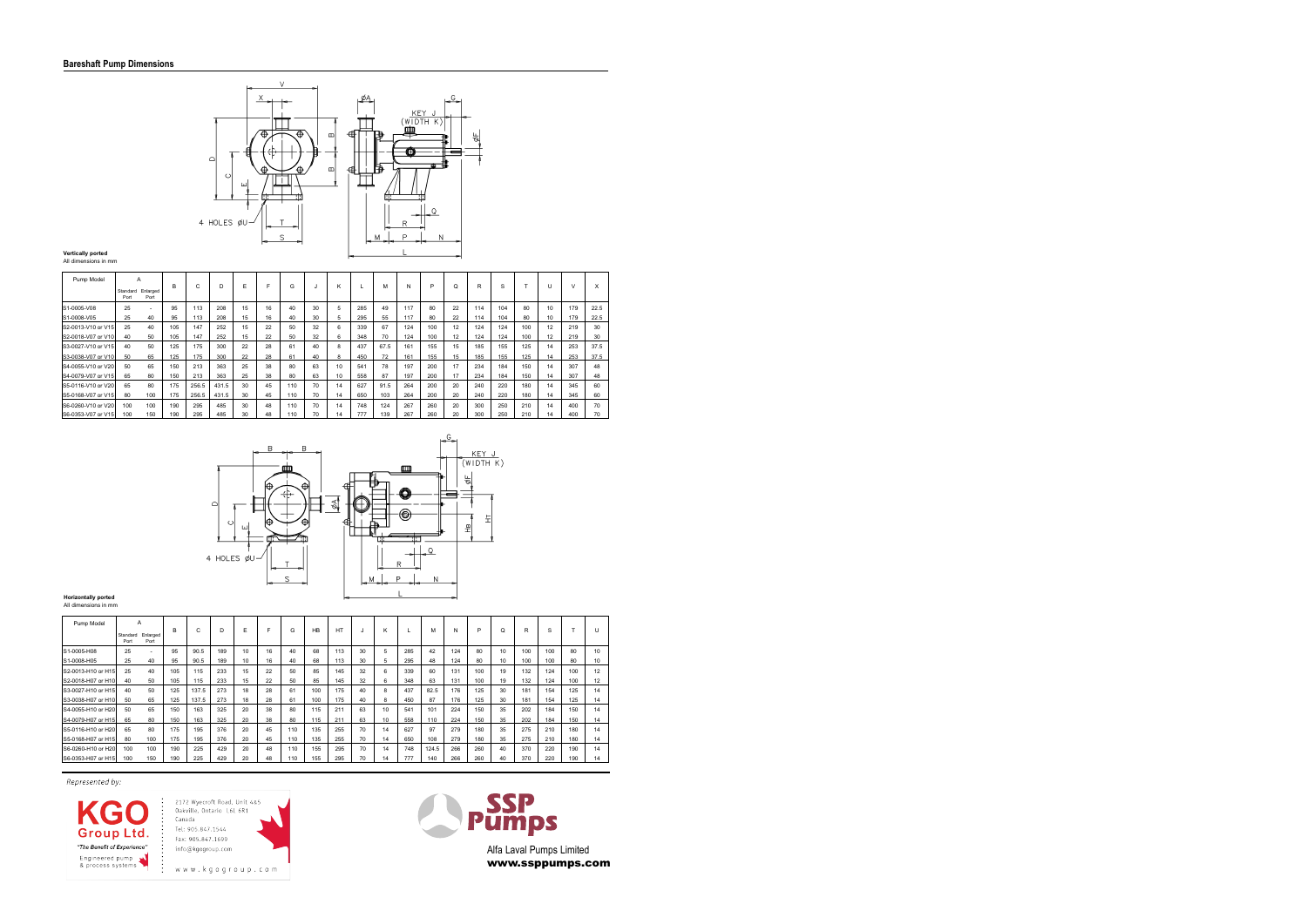## Bareshaft Pump Dimensions

V
X
D
C
E
B
B
4 HOLES ØU
T
S
ØA
KEY J
(WIDTH K)
G
ØF
Q
R
M
P
N
L

**Vertically ported**
All dimensions in mm

| Pump Model | A | | B | C | D | E | F | G | J | K | L | M | N | P | Q | R | S | T | U | V | X |
|---|---|---|---|---|---|---|---|---|---|---|---|---|---|---|---|---|---|---|---|---|---|
| | Standard Port | Enlarged Port | | | | | | | | | | | | | | | | | | | |
| S1-0005-V08 | 25 | - | 95 | 113 | 208 | 15 | 16 | 40 | 30 | 5 | 285 | 49 | 117 | 80 | 22 | 114 | 104 | 80 | 10 | 179 | 22.5 |
| S1-0008-V05 | 25 | 40 | 95 | 113 | 208 | 15 | 16 | 40 | 30 | 5 | 295 | 55 | 117 | 80 | 22 | 114 | 104 | 80 | 10 | 179 | 22.5 |
| S2-0013-V10 or V15 | 25 | 40 | 105 | 147 | 252 | 15 | 22 | 50 | 32 | 6 | 339 | 67 | 124 | 100 | 12 | 124 | 124 | 100 | 12 | 219 | 30 |
| S2-0018-V07 or V10 | 40 | 50 | 105 | 147 | 252 | 15 | 22 | 50 | 32 | 6 | 348 | 70 | 124 | 100 | 12 | 124 | 124 | 100 | 12 | 219 | 30 |
| S3-0027-V10 or V15 | 40 | 50 | 125 | 175 | 300 | 22 | 28 | 61 | 40 | 8 | 437 | 67.5 | 161 | 155 | 15 | 185 | 155 | 125 | 14 | 253 | 37.5 |
| S3-0038-V07 or V10 | 50 | 65 | 125 | 175 | 300 | 22 | 28 | 61 | 40 | 8 | 450 | 72 | 161 | 155 | 15 | 185 | 155 | 125 | 14 | 253 | 37.5 |
| S4-0055-V10 or V20 | 50 | 65 | 150 | 213 | 363 | 25 | 38 | 80 | 63 | 10 | 541 | 78 | 197 | 200 | 17 | 234 | 184 | 150 | 14 | 307 | 48 |
| S4-0079-V07 or V15 | 65 | 80 | 150 | 213 | 363 | 25 | 38 | 80 | 63 | 10 | 558 | 87 | 197 | 200 | 17 | 234 | 184 | 150 | 14 | 307 | 48 |
| S5-0116-V10 or V20 | 65 | 80 | 175 | 256.5 | 431.5 | 30 | 45 | 110 | 70 | 14 | 627 | 91.5 | 264 | 200 | 20 | 240 | 220 | 180 | 14 | 345 | 60 |
| S5-0168-V07 or V15 | 80 | 100 | 175 | 256.5 | 431.5 | 30 | 45 | 110 | 70 | 14 | 650 | 103 | 264 | 200 | 20 | 240 | 220 | 180 | 14 | 345 | 60 |
| S6-0260-V10 or V20 | 100 | 100 | 190 | 295 | 485 | 30 | 48 | 110 | 70 | 14 | 748 | 124 | 267 | 260 | 20 | 300 | 250 | 210 | 14 | 400 | 70 |
| S6-0353-V07 or V15 | 100 | 150 | 190 | 295 | 485 | 30 | 48 | 110 | 70 | 14 | 777 | 139 | 267 | 260 | 20 | 300 | 250 | 210 | 14 | 400 | 70 |

B
B
D
C
E
4 HOLES ØU
T
S
ØA
G
KEY J
(WIDTH K)
ØF
HB
HT
Q
R
M
P
N
L

**Horizontally ported**
All dimensions in mm

| Pump Model | A | | B | C | D | E | F | G | HB | HT | J | K | L | M | N | P | Q | R | S | T | U |
|---|---|---|---|---|---|---|---|---|---|---|---|---|---|---|---|---|---|---|---|---|---|
| | Standard Port | Enlarged Port | | | | | | | | | | | | | | | | | | | |
| S1-0005-H08 | 25 | - | 95 | 90.5 | 189 | 10 | 16 | 40 | 68 | 113 | 30 | 5 | 285 | 42 | 124 | 80 | 10 | 100 | 100 | 80 | 10 |
| S1-0008-H05 | 25 | 40 | 95 | 90.5 | 189 | 10 | 16 | 40 | 68 | 113 | 30 | 5 | 295 | 48 | 124 | 80 | 10 | 100 | 100 | 80 | 10 |
| S2-0013-H10 or H15 | 25 | 40 | 105 | 115 | 233 | 15 | 22 | 50 | 85 | 145 | 32 | 6 | 339 | 60 | 131 | 100 | 19 | 132 | 124 | 100 | 12 |
| S2-0018-H07 or H10 | 40 | 50 | 105 | 115 | 233 | 15 | 22 | 50 | 85 | 145 | 32 | 6 | 348 | 63 | 131 | 100 | 19 | 132 | 124 | 100 | 12 |
| S3-0027-H10 or H15 | 40 | 50 | 125 | 137.5 | 273 | 18 | 28 | 61 | 100 | 175 | 40 | 8 | 437 | 82.5 | 176 | 125 | 30 | 181 | 154 | 125 | 14 |
| S3-0038-H07 or H10 | 50 | 65 | 125 | 137.5 | 273 | 18 | 28 | 61 | 100 | 175 | 40 | 8 | 450 | 87 | 176 | 125 | 30 | 181 | 154 | 125 | 14 |
| S4-0055-H10 or H20 | 50 | 65 | 150 | 163 | 325 | 20 | 38 | 80 | 115 | 211 | 63 | 10 | 541 | 101 | 224 | 150 | 35 | 202 | 184 | 150 | 14 |
| S4-0079-H07 or H15 | 65 | 80 | 150 | 163 | 325 | 20 | 38 | 80 | 115 | 211 | 63 | 10 | 558 | 110 | 224 | 150 | 35 | 202 | 184 | 150 | 14 |
| S5-0116-H10 or H20 | 65 | 80 | 175 | 195 | 376 | 20 | 45 | 110 | 135 | 255 | 70 | 14 | 627 | 97 | 279 | 180 | 35 | 275 | 210 | 180 | 14 |
| S5-0168-H07 or H15 | 80 | 100 | 175 | 195 | 376 | 20 | 45 | 110 | 135 | 255 | 70 | 14 | 650 | 108 | 279 | 180 | 35 | 275 | 210 | 180 | 14 |
| S6-0260-H10 or H20 | 100 | 100 | 190 | 225 | 429 | 20 | 48 | 110 | 155 | 295 | 70 | 14 | 748 | 124.5 | 266 | 260 | 40 | 370 | 220 | 190 | 14 |
| S6-0353-H07 or H15 | 100 | 150 | 190 | 225 | 429 | 20 | 48 | 110 | 155 | 295 | 70 | 14 | 777 | 140 | 266 | 260 | 40 | 370 | 220 | 190 | 14 |

*Represented by:*

KGO Group Ltd.
"The Benefit of Experience"
Engineered pump & process systems

2172 Wyecroft Road, Unit 4&5
Oakville, Ontario L6L 6R1
Canada
Tel: 905.847.1544
Fax: 905.847.1699
info@kgogroup.com

www.kgogroup.com

SSP Pumps

Alfa Laval Pumps Limited
**www.ssppumps.com**